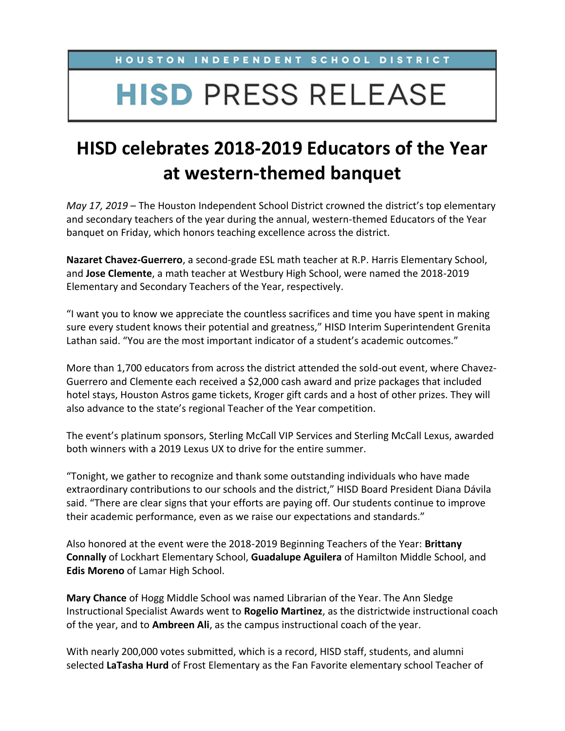HOUSTON INDEPENDENT SCHOOL DISTRICT

# HISD PRESS RELEASE

# HISD celebrates 2018-2019 Educators of the Year at western-themed banquet

*May 17, 2019* – The Houston Independent School District crowned the district's top elementary and secondary teachers of the year during the annual, western-themed Educators of the Year banquet on Friday, which honors teaching excellence across the district.

**Nazaret Chavez-Guerrero**, a second-grade ESL math teacher at R.P. Harris Elementary School, and **Jose Clemente**, a math teacher at Westbury High School, were named the 2018-2019 Elementary and Secondary Teachers of the Year, respectively.

"I want you to know we appreciate the countless sacrifices and time you have spent in making sure every student knows their potential and greatness," HISD Interim Superintendent Grenita Lathan said. "You are the most important indicator of a student's academic outcomes."

More than 1,700 educators from across the district attended the sold-out event, where Chavez-Guerrero and Clemente each received a $2,000 cash award and prize packages that included hotel stays, Houston Astros game tickets, Kroger gift cards and a host of other prizes. They will also advance to the state's regional Teacher of the Year competition.

The event's platinum sponsors, Sterling McCall VIP Services and Sterling McCall Lexus, awarded both winners with a 2019 Lexus UX to drive for the entire summer.

"Tonight, we gather to recognize and thank some outstanding individuals who have made extraordinary contributions to our schools and the district," HISD Board President Diana Dávila said. "There are clear signs that your efforts are paying off. Our students continue to improve their academic performance, even as we raise our expectations and standards."

Also honored at the event were the 2018-2019 Beginning Teachers of the Year: **Brittany Connally** of Lockhart Elementary School, **Guadalupe Aguilera** of Hamilton Middle School, and **Edis Moreno** of Lamar High School.

**Mary Chance** of Hogg Middle School was named Librarian of the Year. The Ann Sledge Instructional Specialist Awards went to **Rogelio Martinez**, as the districtwide instructional coach of the year, and to **Ambreen Ali**, as the campus instructional coach of the year.

With nearly 200,000 votes submitted, which is a record, HISD staff, students, and alumni selected **LaTasha Hurd** of Frost Elementary as the Fan Favorite elementary school Teacher of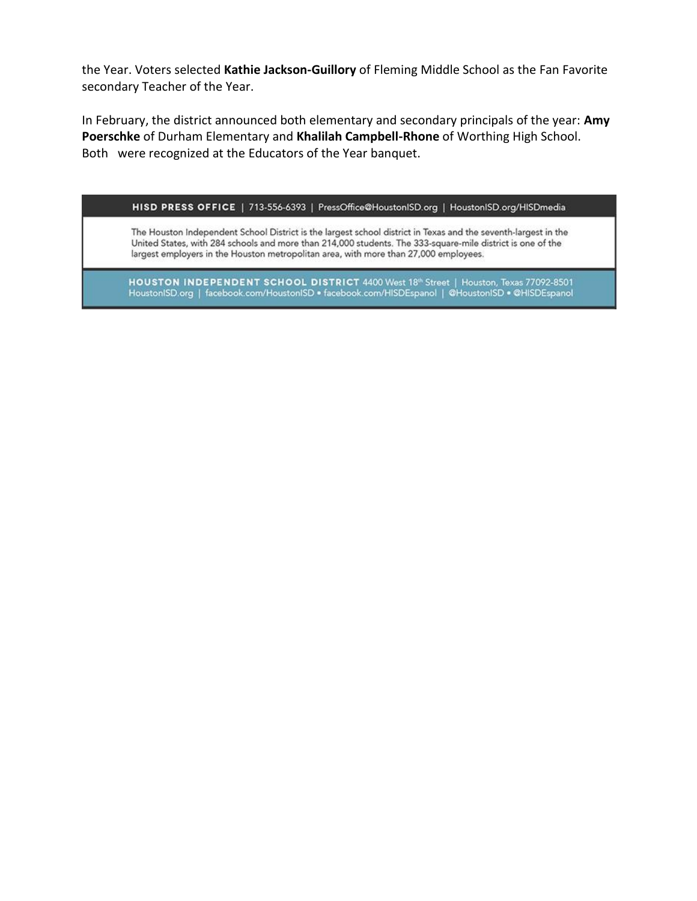the Year. Voters selected **Kathie Jackson-Guillory** of Fleming Middle School as the Fan Favorite secondary Teacher of the Year.

In February, the district announced both elementary and secondary principals of the year: **Amy Poerschke** of Durham Elementary and **Khalilah Campbell-Rhone** of Worthing High School. Both were recognized at the Educators of the Year banquet.

**HISD PRESS OFFICE** | 713-556-6393 | PressOffice@HoustonISD.org | HoustonISD.org/HISDmedia

The Houston Independent School District is the largest school district in Texas and the seventh-largest in the United States, with 284 schools and more than 214,000 students. The 333-square-mile district is one of the largest employers in the Houston metropolitan area, with more than 27,000 employees.

**HOUSTON INDEPENDENT SCHOOL DISTRICT** 4400 West 18th Street | Houston, Texas 77092-8501
HoustonISD.org | facebook.com/HoustonISD • facebook.com/HISDEspanol | @HoustonISD • @HISDEspanol